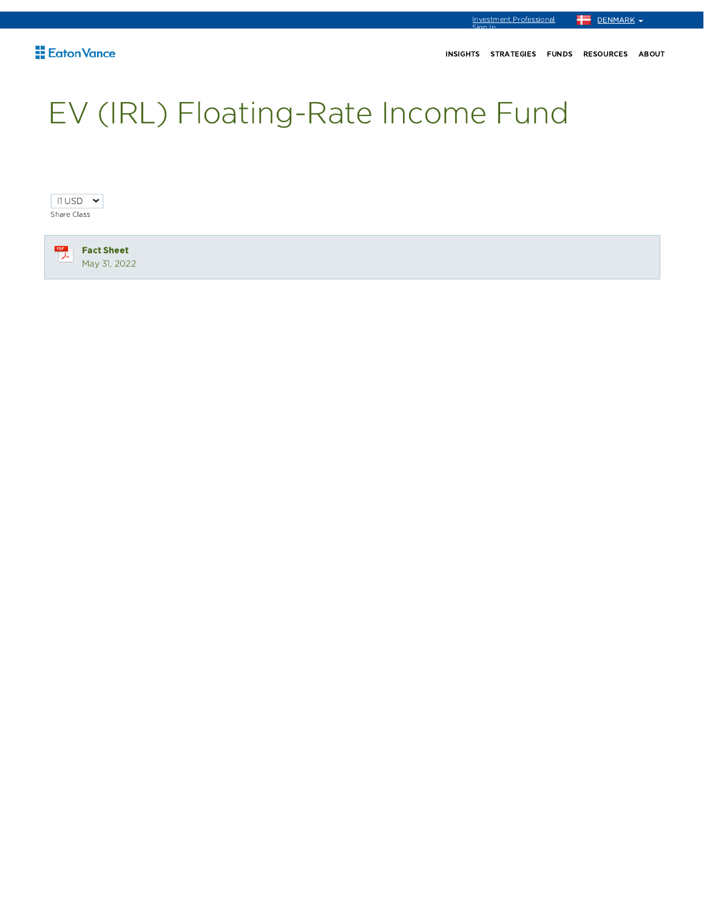Investment Professional Sign In

DENMARK

Eaton Vance

INSIGHTS STRATEGIES FUNDS RESOURCES ABOUT

# EV (IRL) Floating-Rate Income Fund

I1 USD

Share Class

**Fact Sheet**
May 31, 2022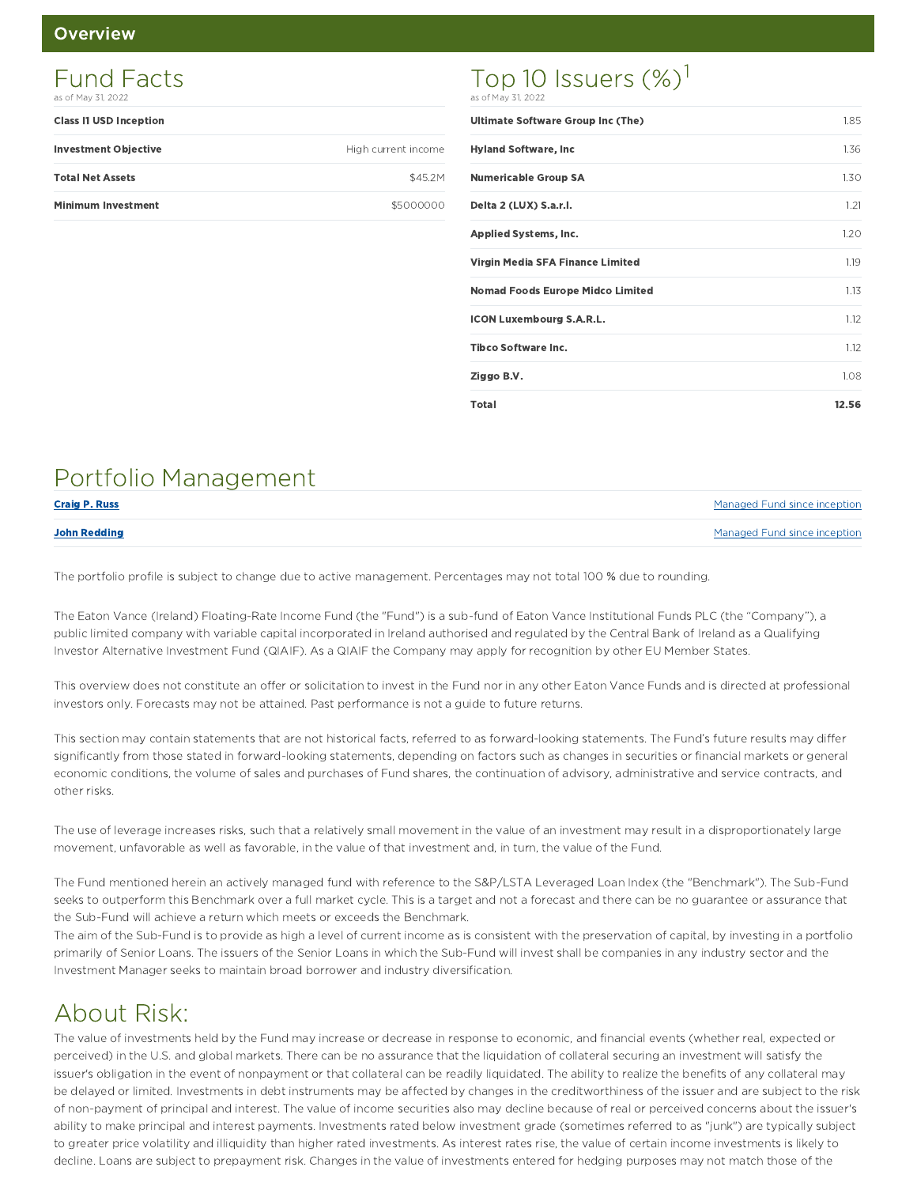## Overview

### Fund Facts

as of May 31, 2022

| | |
|---|---|
| **Class I1 USD Inception** | |
| **Investment Objective** | High current income |
| **Total Net Assets** | $45.2M |
| **Minimum Investment** | $5000000 |

### Top 10 Issuers (%)[1]

as of May 31, 2022

| | |
|---|---|
| **Ultimate Software Group Inc (The)** | 1.85 |
| **Hyland Software, Inc** | 1.36 |
| **Numericable Group SA** | 1.30 |
| **Delta 2 (LUX) S.a.r.l.** | 1.21 |
| **Applied Systems, Inc.** | 1.20 |
| **Virgin Media SFA Finance Limited** | 1.19 |
| **Nomad Foods Europe Midco Limited** | 1.13 |
| **ICON Luxembourg S.A.R.L.** | 1.12 |
| **Tibco Software Inc.** | 1.12 |
| **Ziggo B.V.** | 1.08 |
| **Total** | **12.56** |

## Portfolio Management

| | |
|---|---|
| **Craig P. Russ** | Managed Fund since inception |
| **John Redding** | Managed Fund since inception |

The portfolio profile is subject to change due to active management. Percentages may not total 100 % due to rounding.

The Eaton Vance (Ireland) Floating-Rate Income Fund (the "Fund") is a sub-fund of Eaton Vance Institutional Funds PLC (the "Company"), a public limited company with variable capital incorporated in Ireland authorised and regulated by the Central Bank of Ireland as a Qualifying Investor Alternative Investment Fund (QIAIF). As a QIAIF the Company may apply for recognition by other EU Member States.

This overview does not constitute an offer or solicitation to invest in the Fund nor in any other Eaton Vance Funds and is directed at professional investors only. Forecasts may not be attained. Past performance is not a guide to future returns.

This section may contain statements that are not historical facts, referred to as forward-looking statements. The Fund's future results may differ significantly from those stated in forward-looking statements, depending on factors such as changes in securities or financial markets or general economic conditions, the volume of sales and purchases of Fund shares, the continuation of advisory, administrative and service contracts, and other risks.

The use of leverage increases risks, such that a relatively small movement in the value of an investment may result in a disproportionately large movement, unfavorable as well as favorable, in the value of that investment and, in turn, the value of the Fund.

The Fund mentioned herein an actively managed fund with reference to the S&P/LSTA Leveraged Loan Index (the "Benchmark"). The Sub-Fund seeks to outperform this Benchmark over a full market cycle. This is a target and not a forecast and there can be no guarantee or assurance that the Sub-Fund will achieve a return which meets or exceeds the Benchmark.
The aim of the Sub-Fund is to provide as high a level of current income as is consistent with the preservation of capital, by investing in a portfolio primarily of Senior Loans. The issuers of the Senior Loans in which the Sub-Fund will invest shall be companies in any industry sector and the Investment Manager seeks to maintain broad borrower and industry diversification.

## About Risk:

The value of investments held by the Fund may increase or decrease in response to economic, and financial events (whether real, expected or perceived) in the U.S. and global markets. There can be no assurance that the liquidation of collateral securing an investment will satisfy the issuer's obligation in the event of nonpayment or that collateral can be readily liquidated. The ability to realize the benefits of any collateral may be delayed or limited. Investments in debt instruments may be affected by changes in the creditworthiness of the issuer and are subject to the risk of non-payment of principal and interest. The value of income securities also may decline because of real or perceived concerns about the issuer's ability to make principal and interest payments. Investments rated below investment grade (sometimes referred to as "junk") are typically subject to greater price volatility and illiquidity than higher rated investments. As interest rates rise, the value of certain income investments is likely to decline. Loans are subject to prepayment risk. Changes in the value of investments entered for hedging purposes may not match those of the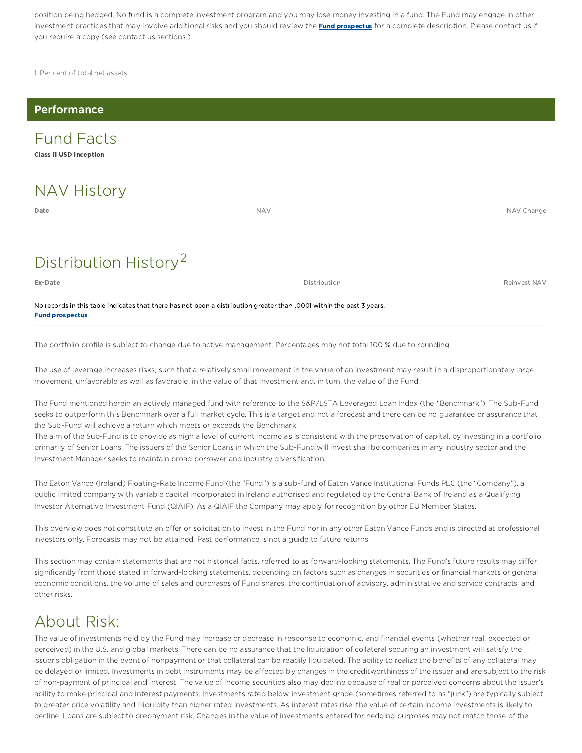position being hedged. No fund is a complete investment program and you may lose money investing in a fund. The Fund may engage in other investment practices that may involve additional risks and you should review the **Fund prospectus** for a complete description. Please contact us if you require a copy (see contact us sections.)

1. Per cent of total net assets.

## Performance

### Fund Facts

**Class I1 USD Inception**

### NAV History

| Date | NAV | NAV Change |
| --- | --- | --- |

### Distribution History[2]

| Ex-Date | Distribution | Reinvest NAV |
| --- | --- | --- |

No records in this table indicates that there has not been a distribution greater than .0001 within the past 3 years.
**Fund prospectus**

The portfolio profile is subject to change due to active management. Percentages may not total 100 % due to rounding.

The use of leverage increases risks, such that a relatively small movement in the value of an investment may result in a disproportionately large movement, unfavorable as well as favorable, in the value of that investment and, in turn, the value of the Fund.

The Fund mentioned herein an actively managed fund with reference to the S&P/LSTA Leveraged Loan Index (the "Benchmark"). The Sub-Fund seeks to outperform this Benchmark over a full market cycle. This is a target and not a forecast and there can be no guarantee or assurance that the Sub-Fund will achieve a return which meets or exceeds the Benchmark.
The aim of the Sub-Fund is to provide as high a level of current income as is consistent with the preservation of capital, by investing in a portfolio primarily of Senior Loans. The issuers of the Senior Loans in which the Sub-Fund will invest shall be companies in any industry sector and the Investment Manager seeks to maintain broad borrower and industry diversification.

The Eaton Vance (Ireland) Floating-Rate Income Fund (the "Fund") is a sub-fund of Eaton Vance Institutional Funds PLC (the "Company"), a public limited company with variable capital incorporated in Ireland authorised and regulated by the Central Bank of Ireland as a Qualifying Investor Alternative Investment Fund (QIAIF). As a QIAIF the Company may apply for recognition by other EU Member States.

This overview does not constitute an offer or solicitation to invest in the Fund nor in any other Eaton Vance Funds and is directed at professional investors only. Forecasts may not be attained. Past performance is not a guide to future returns.

This section may contain statements that are not historical facts, referred to as forward-looking statements. The Fund's future results may differ significantly from those stated in forward-looking statements, depending on factors such as changes in securities or financial markets or general economic conditions, the volume of sales and purchases of Fund shares, the continuation of advisory, administrative and service contracts, and other risks.

## About Risk:

The value of investments held by the Fund may increase or decrease in response to economic, and financial events (whether real, expected or perceived) in the U.S. and global markets. There can be no assurance that the liquidation of collateral securing an investment will satisfy the issuer's obligation in the event of nonpayment or that collateral can be readily liquidated. The ability to realize the benefits of any collateral may be delayed or limited. Investments in debt instruments may be affected by changes in the creditworthiness of the issuer and are subject to the risk of non-payment of principal and interest. The value of income securities also may decline because of real or perceived concerns about the issuer's ability to make principal and interest payments. Investments rated below investment grade (sometimes referred to as "junk") are typically subject to greater price volatility and illiquidity than higher rated investments. As interest rates rise, the value of certain income investments is likely to decline. Loans are subject to prepayment risk. Changes in the value of investments entered for hedging purposes may not match those of the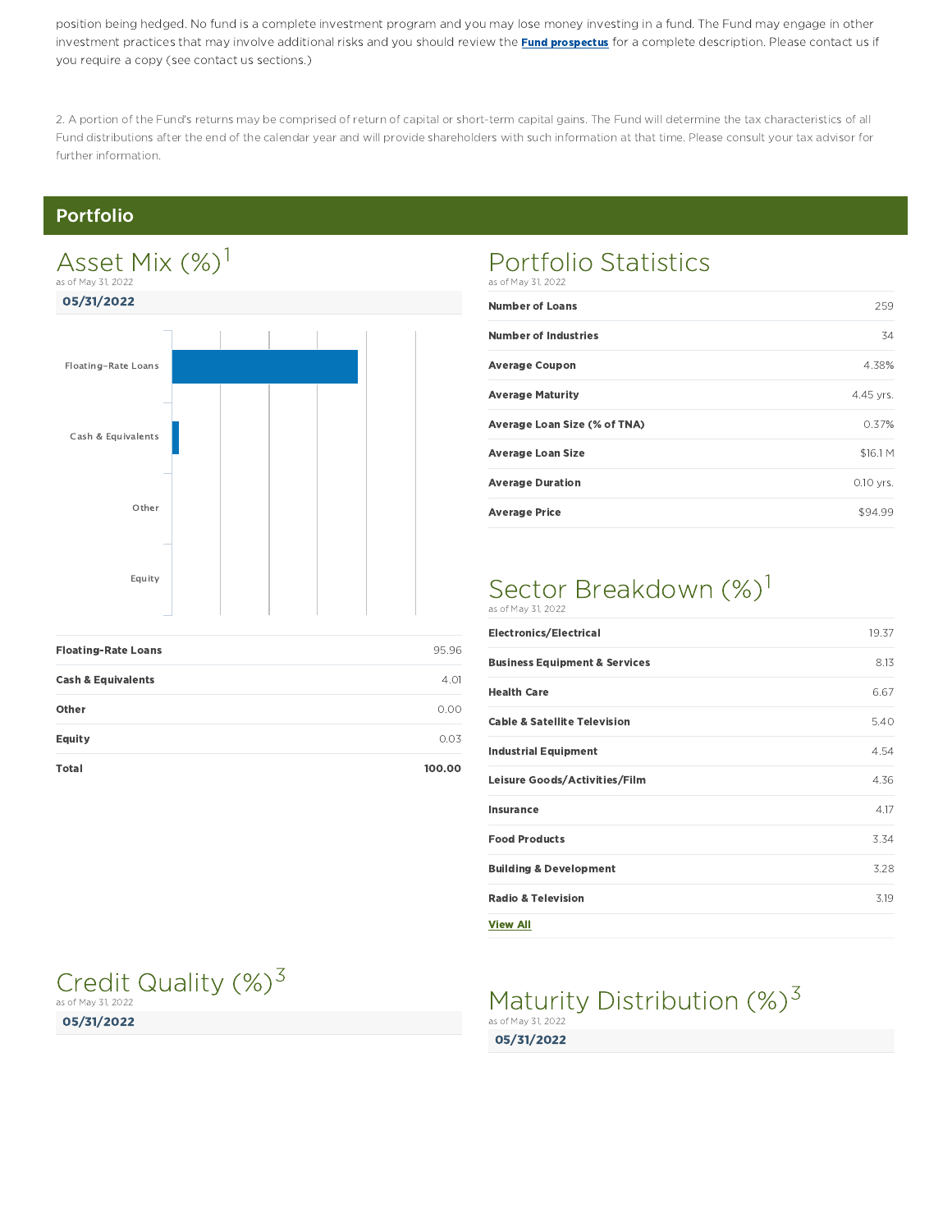position being hedged. No fund is a complete investment program and you may lose money investing in a fund. The Fund may engage in other investment practices that may involve additional risks and you should review the **Fund prospectus** for a complete description. Please contact us if you require a copy (see contact us sections.)

2. A portion of the Fund's returns may be comprised of return of capital or short-term capital gains. The Fund will determine the tax characteristics of all Fund distributions after the end of the calendar year and will provide shareholders with such information at that time. Please consult your tax advisor for further information.

## Portfolio

### Asset Mix (%)[1]

as of May 31, 2022

**05/31/2022**

| | |
|---|---|
| **Floating-Rate Loans** | 95.96 |
| **Cash & Equivalents** | 4.01 |
| **Other** | 0.00 |
| **Equity** | 0.03 |
| **Total** | **100.00** |

### Portfolio Statistics

as of May 31, 2022

| | |
|---|---|
| **Number of Loans** | 259 |
| **Number of Industries** | 34 |
| **Average Coupon** | 4.38% |
| **Average Maturity** | 4.45 yrs. |
| **Average Loan Size (% of TNA)** | 0.37% |
| **Average Loan Size** | $16.1 M |
| **Average Duration** | 0.10 yrs. |
| **Average Price** | $94.99 |

### Sector Breakdown (%)[1]

as of May 31, 2022

| | |
|---|---|
| **Electronics/Electrical** | 19.37 |
| **Business Equipment & Services** | 8.13 |
| **Health Care** | 6.67 |
| **Cable & Satellite Television** | 5.40 |
| **Industrial Equipment** | 4.54 |
| **Leisure Goods/Activities/Film** | 4.36 |
| **Insurance** | 4.17 |
| **Food Products** | 3.34 |
| **Building & Development** | 3.28 |
| **Radio & Television** | 3.19 |

**View All**

### Credit Quality (%)[3]

as of May 31, 2022

**05/31/2022**

### Maturity Distribution (%)[3]

as of May 31, 2022

**05/31/2022**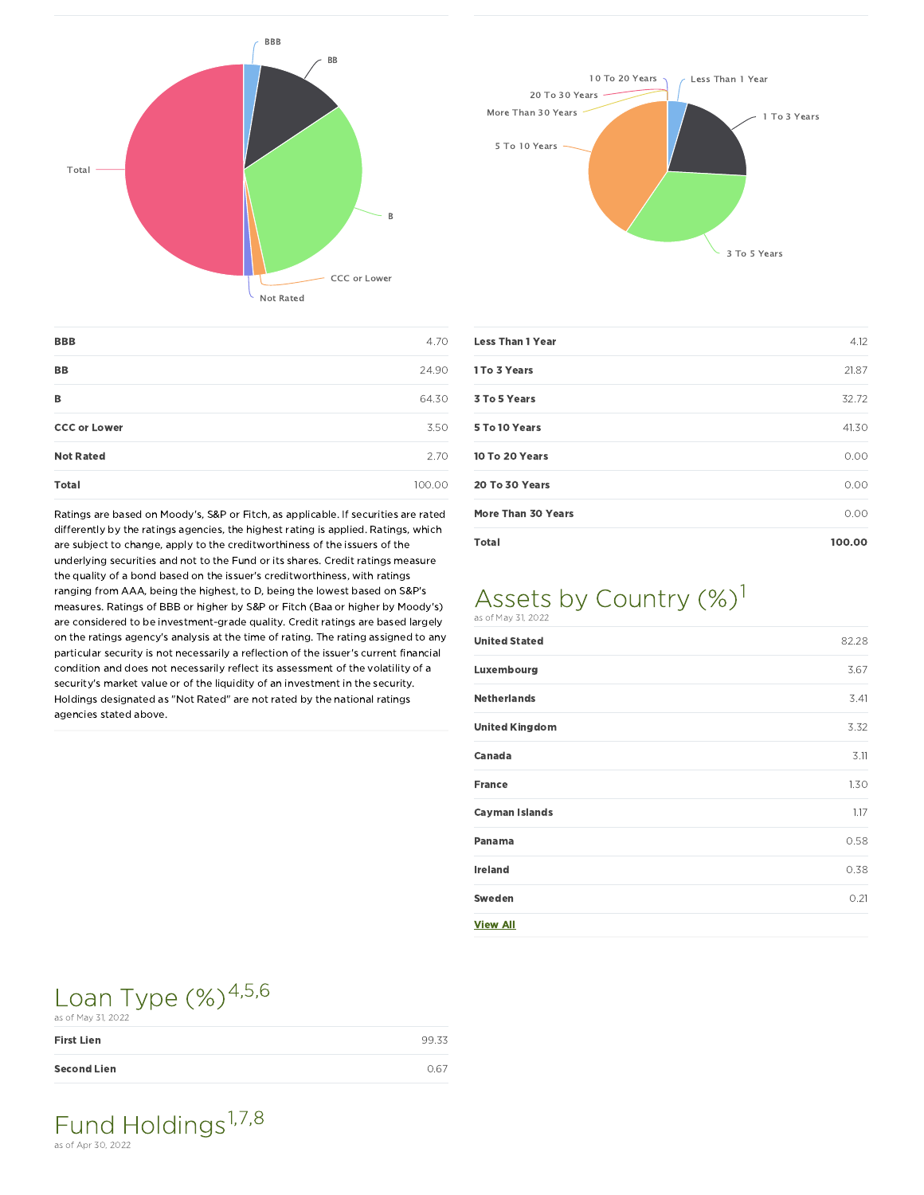| BBB | 4.70 |
| --- | --- |
| BB | 24.90 |
| B | 64.30 |
| CCC or Lower | 3.50 |
| Not Rated | 2.70 |
| Total | 100.00 |

Ratings are based on Moody's, S&P or Fitch, as applicable. If securities are rated differently by the ratings agencies, the highest rating is applied. Ratings, which are subject to change, apply to the creditworthiness of the issuers of the underlying securities and not to the Fund or its shares. Credit ratings measure the quality of a bond based on the issuer's creditworthiness, with ratings ranging from AAA, being the highest, to D, being the lowest based on S&P's measures. Ratings of BBB or higher by S&P or Fitch (Baa or higher by Moody's) are considered to be investment-grade quality. Credit ratings are based largely on the ratings agency's analysis at the time of rating. The rating assigned to any particular security is not necessarily a reflection of the issuer's current financial condition and does not necessarily reflect its assessment of the volatility of a security's market value or of the liquidity of an investment in the security. Holdings designated as "Not Rated" are not rated by the national ratings agencies stated above.

| Less Than 1 Year | 4.12 |
| --- | --- |
| 1 To 3 Years | 21.87 |
| 3 To 5 Years | 32.72 |
| 5 To 10 Years | 41.30 |
| 10 To 20 Years | 0.00 |
| 20 To 30 Years | 0.00 |
| More Than 30 Years | 0.00 |
| **Total** | **100.00** |

## Assets by Country (%)[1]

as of May 31, 2022

| United Stated | 82.28 |
| --- | --- |
| Luxembourg | 3.67 |
| Netherlands | 3.41 |
| United Kingdom | 3.32 |
| Canada | 3.11 |
| France | 1.30 |
| Cayman Islands | 1.17 |
| Panama | 0.58 |
| Ireland | 0.38 |
| Sweden | 0.21 |

View All

## Loan Type (%)[4,5,6]

as of May 31, 2022

| First Lien | 99.33 |
| --- | --- |
| Second Lien | 0.67 |

## Fund Holdings[1,7,8]

as of Apr 30, 2022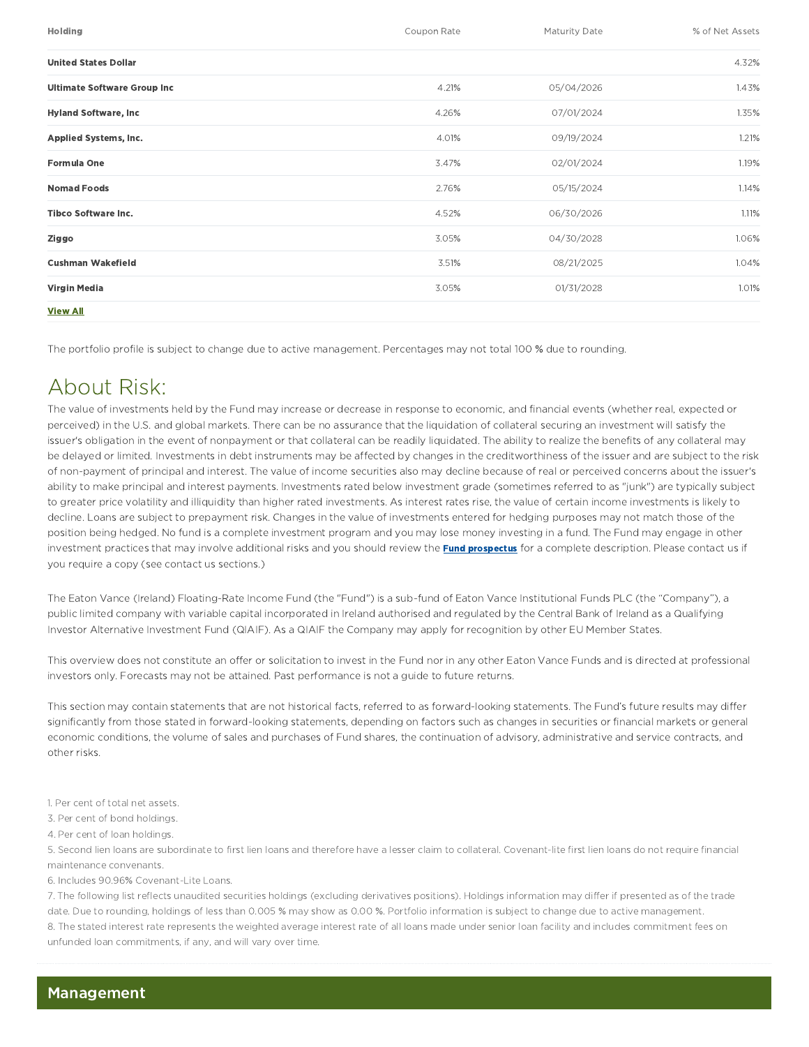| Holding | Coupon Rate | Maturity Date | % of Net Assets |
|---|---|---|---|
| **United States Dollar** | | | 4.32% |
| **Ultimate Software Group Inc** | 4.21% | 05/04/2026 | 1.43% |
| **Hyland Software, Inc** | 4.26% | 07/01/2024 | 1.35% |
| **Applied Systems, Inc.** | 4.01% | 09/19/2024 | 1.21% |
| **Formula One** | 3.47% | 02/01/2024 | 1.19% |
| **Nomad Foods** | 2.76% | 05/15/2024 | 1.14% |
| **Tibco Software Inc.** | 4.52% | 06/30/2026 | 1.11% |
| **Ziggo** | 3.05% | 04/30/2028 | 1.06% |
| **Cushman Wakefield** | 3.51% | 08/21/2025 | 1.04% |
| **Virgin Media** | 3.05% | 01/31/2028 | 1.01% |

**View All**

The portfolio profile is subject to change due to active management. Percentages may not total 100 % due to rounding.

# About Risk:

The value of investments held by the Fund may increase or decrease in response to economic, and financial events (whether real, expected or perceived) in the U.S. and global markets. There can be no assurance that the liquidation of collateral securing an investment will satisfy the issuer's obligation in the event of nonpayment or that collateral can be readily liquidated. The ability to realize the benefits of any collateral may be delayed or limited. Investments in debt instruments may be affected by changes in the creditworthiness of the issuer and are subject to the risk of non-payment of principal and interest. The value of income securities also may decline because of real or perceived concerns about the issuer's ability to make principal and interest payments. Investments rated below investment grade (sometimes referred to as "junk") are typically subject to greater price volatility and illiquidity than higher rated investments. As interest rates rise, the value of certain income investments is likely to decline. Loans are subject to prepayment risk. Changes in the value of investments entered for hedging purposes may not match those of the position being hedged. No fund is a complete investment program and you may lose money investing in a fund. The Fund may engage in other investment practices that may involve additional risks and you should review the **Fund prospectus** for a complete description. Please contact us if you require a copy (see contact us sections.)

The Eaton Vance (Ireland) Floating-Rate Income Fund (the "Fund") is a sub-fund of Eaton Vance Institutional Funds PLC (the "Company"), a public limited company with variable capital incorporated in Ireland authorised and regulated by the Central Bank of Ireland as a Qualifying Investor Alternative Investment Fund (QIAIF). As a QIAIF the Company may apply for recognition by other EU Member States.

This overview does not constitute an offer or solicitation to invest in the Fund nor in any other Eaton Vance Funds and is directed at professional investors only. Forecasts may not be attained. Past performance is not a guide to future returns.

This section may contain statements that are not historical facts, referred to as forward-looking statements. The Fund's future results may differ significantly from those stated in forward-looking statements, depending on factors such as changes in securities or financial markets or general economic conditions, the volume of sales and purchases of Fund shares, the continuation of advisory, administrative and service contracts, and other risks.

1. Per cent of total net assets.
3. Per cent of bond holdings.
4. Per cent of loan holdings.
5. Second lien loans are subordinate to first lien loans and therefore have a lesser claim to collateral. Covenant-lite first lien loans do not require financial maintenance convenants.
6. Includes 90.96% Covenant-Lite Loans.
7. The following list reflects unaudited securities holdings (excluding derivatives positions). Holdings information may differ if presented as of the trade date. Due to rounding, holdings of less than 0.005 % may show as 0.00 %. Portfolio information is subject to change due to active management.
8. The stated interest rate represents the weighted average interest rate of all loans made under senior loan facility and includes commitment fees on unfunded loan commitments, if any, and will vary over time.

## Management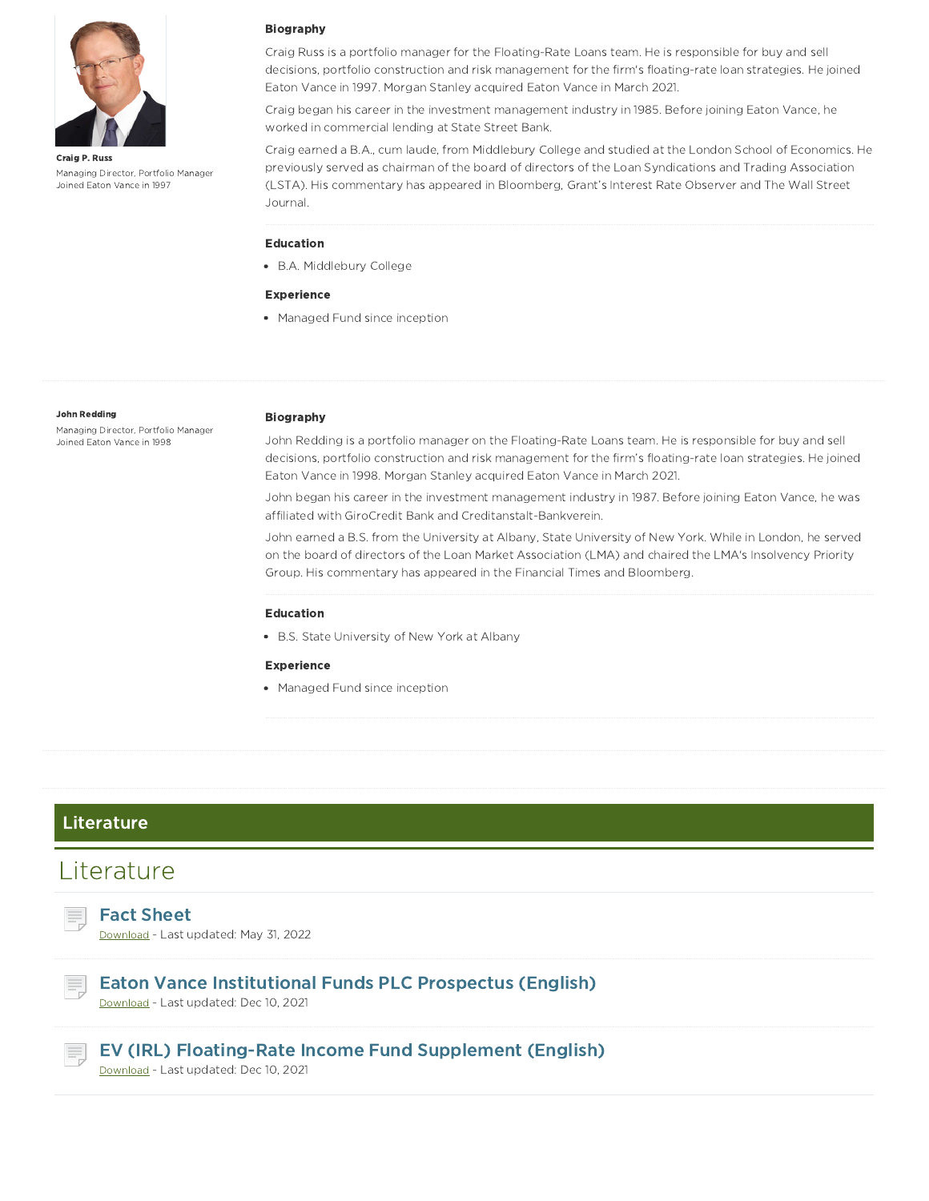**Craig P. Russ**
Managing Director, Portfolio Manager
Joined Eaton Vance in 1997

### Biography

Craig Russ is a portfolio manager for the Floating-Rate Loans team. He is responsible for buy and sell decisions, portfolio construction and risk management for the firm's floating-rate loan strategies. He joined Eaton Vance in 1997. Morgan Stanley acquired Eaton Vance in March 2021.

Craig began his career in the investment management industry in 1985. Before joining Eaton Vance, he worked in commercial lending at State Street Bank.

Craig earned a B.A., cum laude, from Middlebury College and studied at the London School of Economics. He previously served as chairman of the board of directors of the Loan Syndications and Trading Association (LSTA). His commentary has appeared in Bloomberg, Grant's Interest Rate Observer and The Wall Street Journal.

### Education

- B.A. Middlebury College

### Experience

- Managed Fund since inception

---

**John Redding**
Managing Director, Portfolio Manager
Joined Eaton Vance in 1998

### Biography

John Redding is a portfolio manager on the Floating-Rate Loans team. He is responsible for buy and sell decisions, portfolio construction and risk management for the firm's floating-rate loan strategies. He joined Eaton Vance in 1998. Morgan Stanley acquired Eaton Vance in March 2021.

John began his career in the investment management industry in 1987. Before joining Eaton Vance, he was affiliated with GiroCredit Bank and Creditanstalt-Bankverein.

John earned a B.S. from the University at Albany, State University of New York. While in London, he served on the board of directors of the Loan Market Association (LMA) and chaired the LMA's Insolvency Priority Group. His commentary has appeared in the Financial Times and Bloomberg.

### Education

- B.S. State University of New York at Albany

### Experience

- Managed Fund since inception

---

## Literature

# Literature

### Fact Sheet
Download - Last updated: May 31, 2022

### Eaton Vance Institutional Funds PLC Prospectus (English)
Download - Last updated: Dec 10, 2021

### EV (IRL) Floating-Rate Income Fund Supplement (English)
Download - Last updated: Dec 10, 2021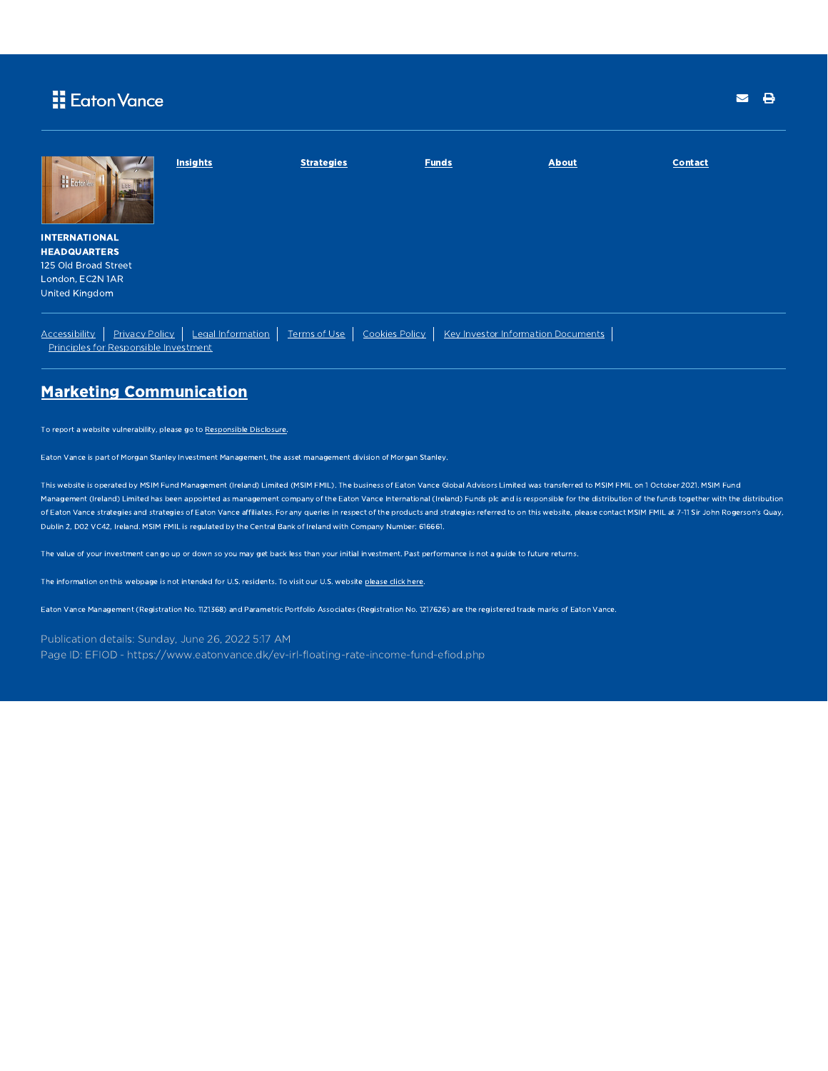Eaton Vance

Insights | Strategies | Funds | About | Contact

**INTERNATIONAL HEADQUARTERS**
125 Old Broad Street
London, EC2N 1AR
United Kingdom

Accessibility | Privacy Policy | Legal Information | Terms of Use | Cookies Policy | Key Investor Information Documents | Principles for Responsible Investment

## Marketing Communication

To report a website vulnerability, please go to Responsible Disclosure.

Eaton Vance is part of Morgan Stanley Investment Management, the asset management division of Morgan Stanley.

This website is operated by MSIM Fund Management (Ireland) Limited (MSIM FMIL). The business of Eaton Vance Global Advisors Limited was transferred to MSIM FMIL on 1 October 2021. MSIM Fund Management (Ireland) Limited has been appointed as management company of the Eaton Vance International (Ireland) Funds plc and is responsible for the distribution of the funds together with the distribution of Eaton Vance strategies and strategies of Eaton Vance affiliates. For any queries in respect of the products and strategies referred to on this website, please contact MSIM FMIL at 7-11 Sir John Rogerson's Quay, Dublin 2, D02 VC42, Ireland. MSIM FMIL is regulated by the Central Bank of Ireland with Company Number: 616661.

The value of your investment can go up or down so you may get back less than your initial investment. Past performance is not a guide to future returns.

The information on this webpage is not intended for U.S. residents. To visit our U.S. website please click here.

Eaton Vance Management (Registration No. 1121368) and Parametric Portfolio Associates (Registration No. 1217626) are the registered trade marks of Eaton Vance.

Publication details: Sunday, June 26, 2022 5:17 AM
Page ID: EFIOD - https://www.eatonvance.dk/ev-irl-floating-rate-income-fund-efiod.php